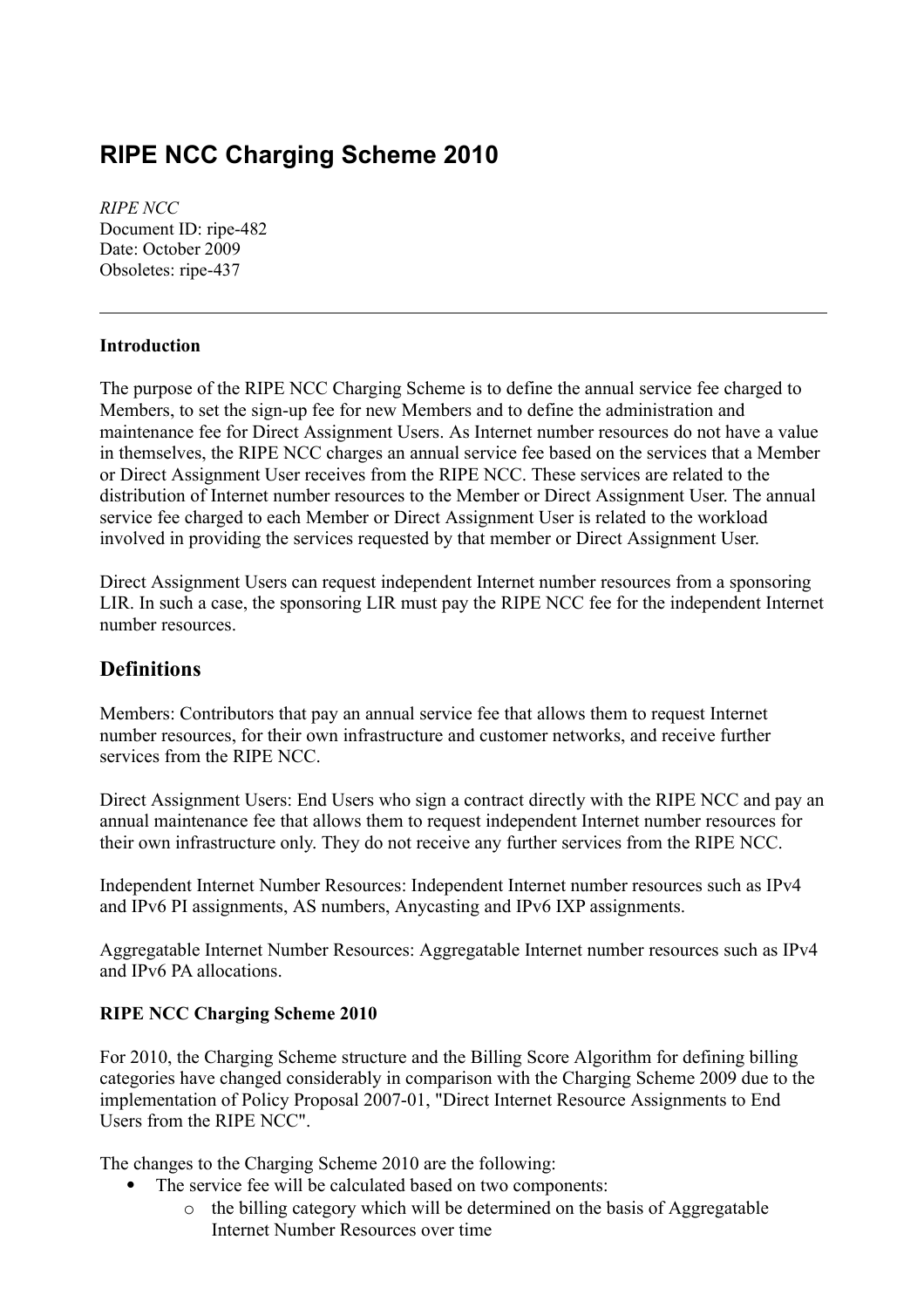# RIPE NCC Charging Scheme 2010

*RIPE NCC*
Document ID: ripe-482
Date: October 2009
Obsoletes: ripe-437

---

**Introduction**

The purpose of the RIPE NCC Charging Scheme is to define the annual service fee charged to Members, to set the sign-up fee for new Members and to define the administration and maintenance fee for Direct Assignment Users. As Internet number resources do not have a value in themselves, the RIPE NCC charges an annual service fee based on the services that a Member or Direct Assignment User receives from the RIPE NCC. These services are related to the distribution of Internet number resources to the Member or Direct Assignment User. The annual service fee charged to each Member or Direct Assignment User is related to the workload involved in providing the services requested by that member or Direct Assignment User.

Direct Assignment Users can request independent Internet number resources from a sponsoring LIR. In such a case, the sponsoring LIR must pay the RIPE NCC fee for the independent Internet number resources.

## Definitions

Members: Contributors that pay an annual service fee that allows them to request Internet number resources, for their own infrastructure and customer networks, and receive further services from the RIPE NCC.

Direct Assignment Users: End Users who sign a contract directly with the RIPE NCC and pay an annual maintenance fee that allows them to request independent Internet number resources for their own infrastructure only. They do not receive any further services from the RIPE NCC.

Independent Internet Number Resources: Independent Internet number resources such as IPv4 and IPv6 PI assignments, AS numbers, Anycasting and IPv6 IXP assignments.

Aggregatable Internet Number Resources: Aggregatable Internet number resources such as IPv4 and IPv6 PA allocations.

**RIPE NCC Charging Scheme 2010**

For 2010, the Charging Scheme structure and the Billing Score Algorithm for defining billing categories have changed considerably in comparison with the Charging Scheme 2009 due to the implementation of Policy Proposal 2007-01, "Direct Internet Resource Assignments to End Users from the RIPE NCC".

The changes to the Charging Scheme 2010 are the following:

- The service fee will be calculated based on two components:
    - the billing category which will be determined on the basis of Aggregatable Internet Number Resources over time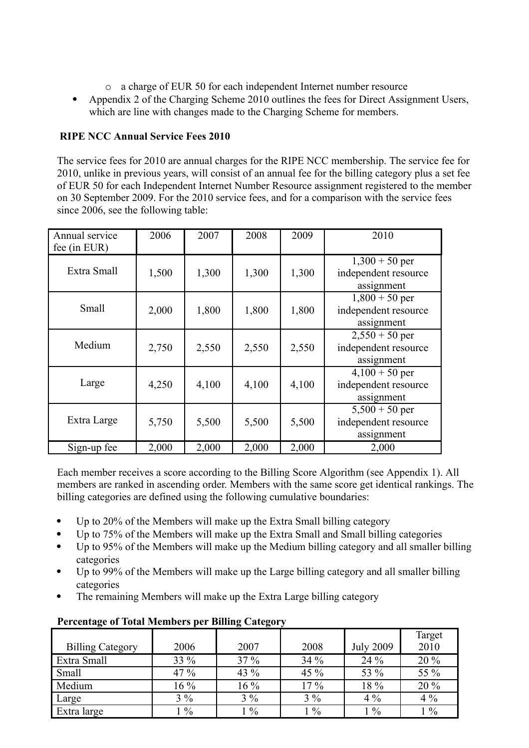- a charge of EUR 50 for each independent Internet number resource
- Appendix 2 of the Charging Scheme 2010 outlines the fees for Direct Assignment Users, which are line with changes made to the Charging Scheme for members.

**RIPE NCC Annual Service Fees 2010**

The service fees for 2010 are annual charges for the RIPE NCC membership. The service fee for 2010, unlike in previous years, will consist of an annual fee for the billing category plus a set fee of EUR 50 for each Independent Internet Number Resource assignment registered to the member on 30 September 2009. For the 2010 service fees, and for a comparison with the service fees since 2006, see the following table:

| Annual service fee (in EUR) | 2006 | 2007 | 2008 | 2009 | 2010 |
|---|---|---|---|---|---|
| Extra Small | 1,500 | 1,300 | 1,300 | 1,300 | 1,300 + 50 per independent resource assignment |
| Small | 2,000 | 1,800 | 1,800 | 1,800 | 1,800 + 50 per independent resource assignment |
| Medium | 2,750 | 2,550 | 2,550 | 2,550 | 2,550 + 50 per independent resource assignment |
| Large | 4,250 | 4,100 | 4,100 | 4,100 | 4,100 + 50 per independent resource assignment |
| Extra Large | 5,750 | 5,500 | 5,500 | 5,500 | 5,500 + 50 per independent resource assignment |
| Sign-up fee | 2,000 | 2,000 | 2,000 | 2,000 | 2,000 |

Each member receives a score according to the Billing Score Algorithm (see Appendix 1). All members are ranked in ascending order. Members with the same score get identical rankings. The billing categories are defined using the following cumulative boundaries:

- Up to 20% of the Members will make up the Extra Small billing category
- Up to 75% of the Members will make up the Extra Small and Small billing categories
- Up to 95% of the Members will make up the Medium billing category and all smaller billing categories
- Up to 99% of the Members will make up the Large billing category and all smaller billing categories
- The remaining Members will make up the Extra Large billing category

**Percentage of Total Members per Billing Category**

| Billing Category | 2006 | 2007 | 2008 | July 2009 | Target 2010 |
|---|---|---|---|---|---|
| Extra Small | 33 % | 37 % | 34 % | 24 % | 20 % |
| Small | 47 % | 43 % | 45 % | 53 % | 55 % |
| Medium | 16 % | 16 % | 17 % | 18 % | 20 % |
| Large | 3 % | 3 % | 3 % | 4 % | 4 % |
| Extra large | 1 % | 1 % | 1 % | 1 % | 1 % |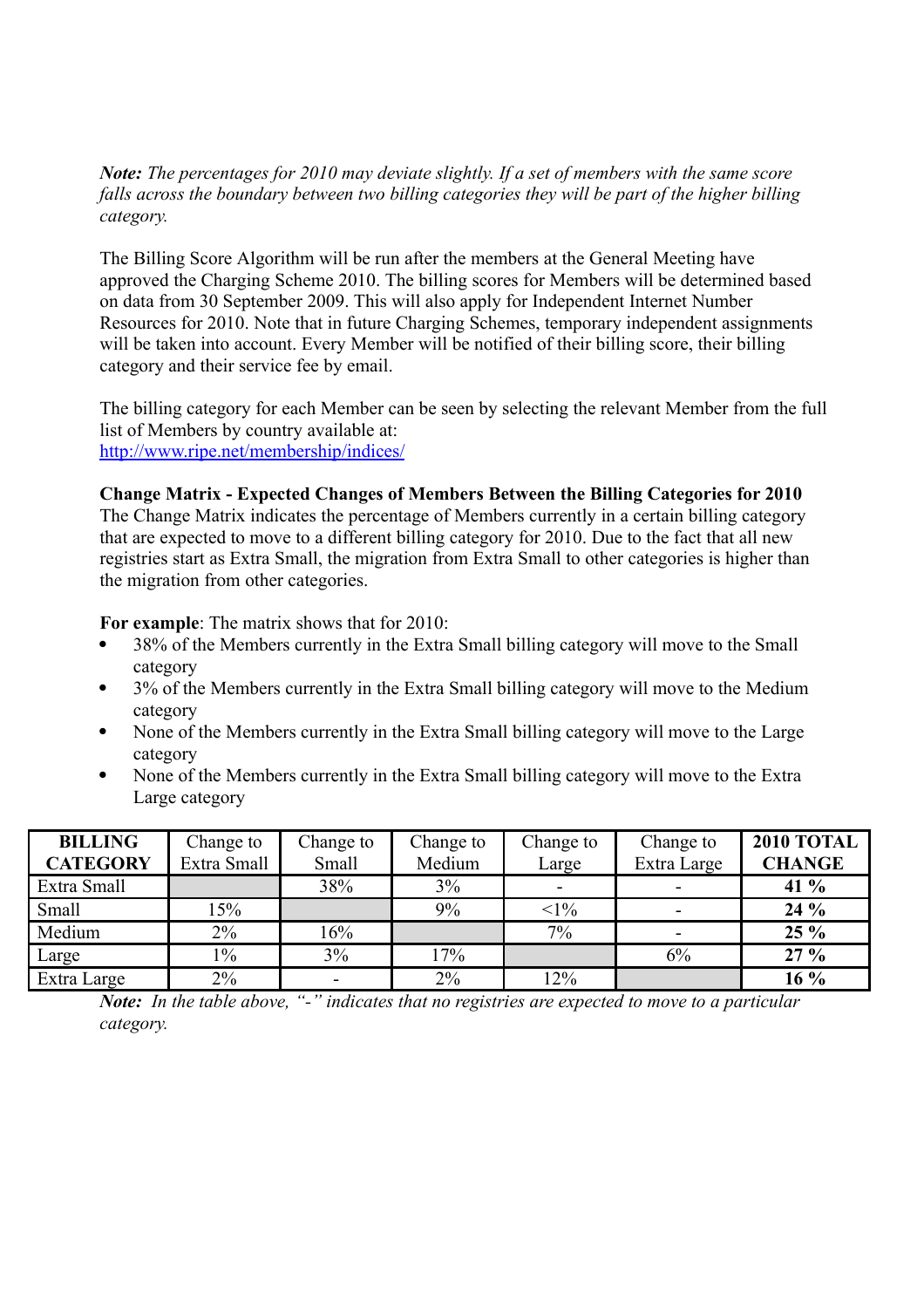***Note:*** *The percentages for 2010 may deviate slightly. If a set of members with the same score falls across the boundary between two billing categories they will be part of the higher billing category.*

The Billing Score Algorithm will be run after the members at the General Meeting have approved the Charging Scheme 2010. The billing scores for Members will be determined based on data from 30 September 2009. This will also apply for Independent Internet Number Resources for 2010. Note that in future Charging Schemes, temporary independent assignments will be taken into account. Every Member will be notified of their billing score, their billing category and their service fee by email.

The billing category for each Member can be seen by selecting the relevant Member from the full list of Members by country available at:
http://www.ripe.net/membership/indices/

**Change Matrix - Expected Changes of Members Between the Billing Categories for 2010**

The Change Matrix indicates the percentage of Members currently in a certain billing category that are expected to move to a different billing category for 2010. Due to the fact that all new registries start as Extra Small, the migration from Extra Small to other categories is higher than the migration from other categories.

**For example**: The matrix shows that for 2010:

- 38% of the Members currently in the Extra Small billing category will move to the Small category
- 3% of the Members currently in the Extra Small billing category will move to the Medium category
- None of the Members currently in the Extra Small billing category will move to the Large category
- None of the Members currently in the Extra Small billing category will move to the Extra Large category

| **BILLING CATEGORY** | Change to Extra Small | Change to Small | Change to Medium | Change to Large | Change to Extra Large | **2010 TOTAL CHANGE** |
|---|---|---|---|---|---|---|
| Extra Small | | 38% | 3% | - | - | **41 %** |
| Small | 15% | | 9% | <1% | - | **24 %** |
| Medium | 2% | 16% | | 7% | - | **25 %** |
| Large | 1% | 3% | 17% | | 6% | **27 %** |
| Extra Large | 2% | - | 2% | 12% | | **16 %** |

***Note:*** *In the table above, "-" indicates that no registries are expected to move to a particular category.*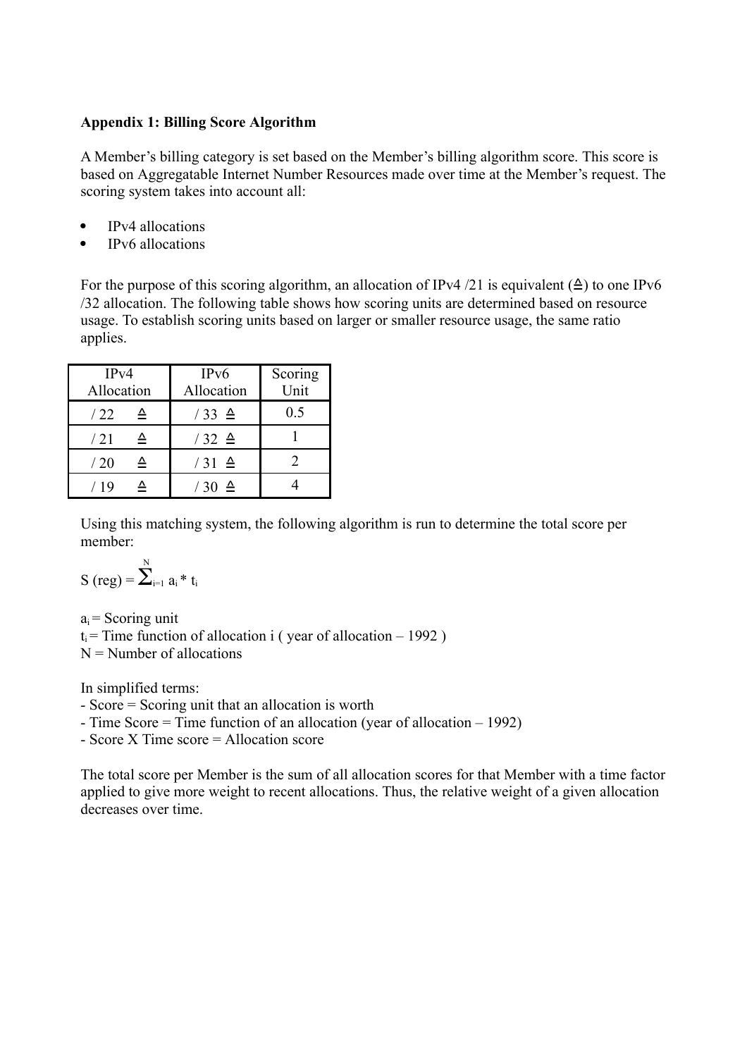**Appendix 1: Billing Score Algorithm**

A Member's billing category is set based on the Member's billing algorithm score. This score is based on Aggregatable Internet Number Resources made over time at the Member's request. The scoring system takes into account all:

- IPv4 allocations
- IPv6 allocations

For the purpose of this scoring algorithm, an allocation of IPv4 /21 is equivalent (≙) to one IPv6 /32 allocation. The following table shows how scoring units are determined based on resource usage. To establish scoring units based on larger or smaller resource usage, the same ratio applies.

| IPv4 Allocation | IPv6 Allocation | Scoring Unit |
|---|---|---|
| / 22 ≙ | / 33 ≙ | 0.5 |
| / 21 ≙ | / 32 ≙ | 1 |
| / 20 ≙ | / 31 ≙ | 2 |
| / 19 ≙ | / 30 ≙ | 4 |

Using this matching system, the following algorithm is run to determine the total score per member:

$$S\ (reg) = \sum_{i=1}^{N} a_i * t_i$$

$a_i$ = Scoring unit
$t_i$ = Time function of allocation i ( year of allocation – 1992 )
N = Number of allocations

In simplified terms:
- Score = Scoring unit that an allocation is worth
- Time Score = Time function of an allocation (year of allocation – 1992)
- Score X Time score = Allocation score

The total score per Member is the sum of all allocation scores for that Member with a time factor applied to give more weight to recent allocations. Thus, the relative weight of a given allocation decreases over time.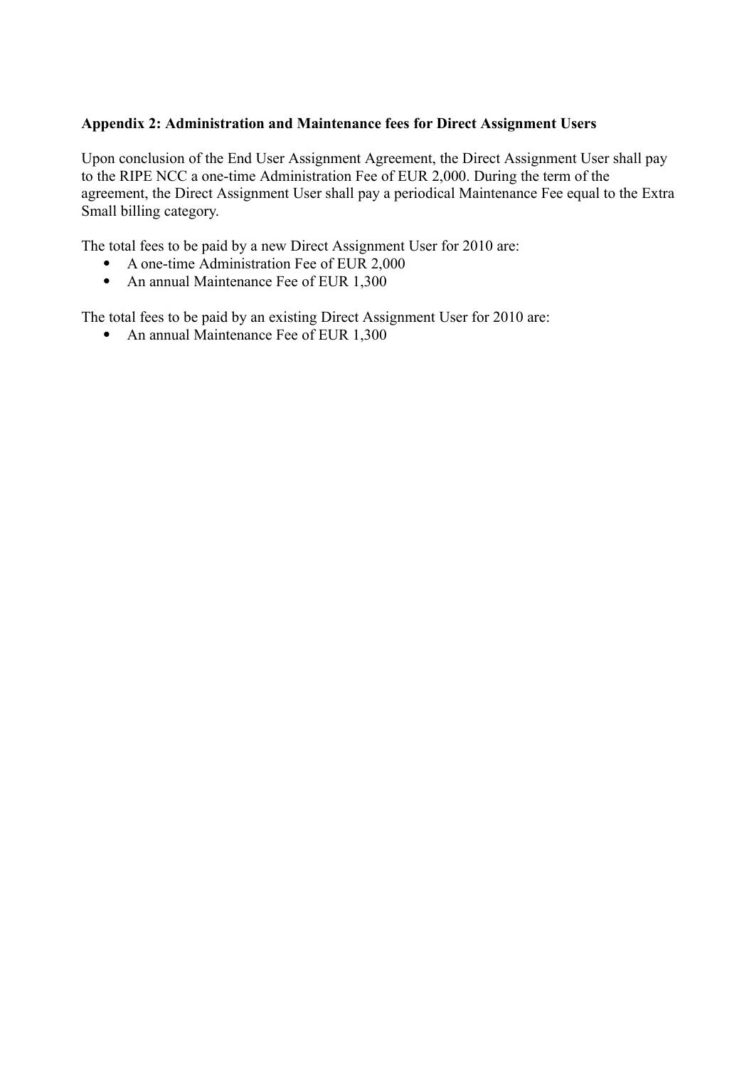**Appendix 2: Administration and Maintenance fees for Direct Assignment Users**

Upon conclusion of the End User Assignment Agreement, the Direct Assignment User shall pay to the RIPE NCC a one-time Administration Fee of EUR 2,000. During the term of the agreement, the Direct Assignment User shall pay a periodical Maintenance Fee equal to the Extra Small billing category.

The total fees to be paid by a new Direct Assignment User for 2010 are:

- A one-time Administration Fee of EUR 2,000
- An annual Maintenance Fee of EUR 1,300

The total fees to be paid by an existing Direct Assignment User for 2010 are:

- An annual Maintenance Fee of EUR 1,300